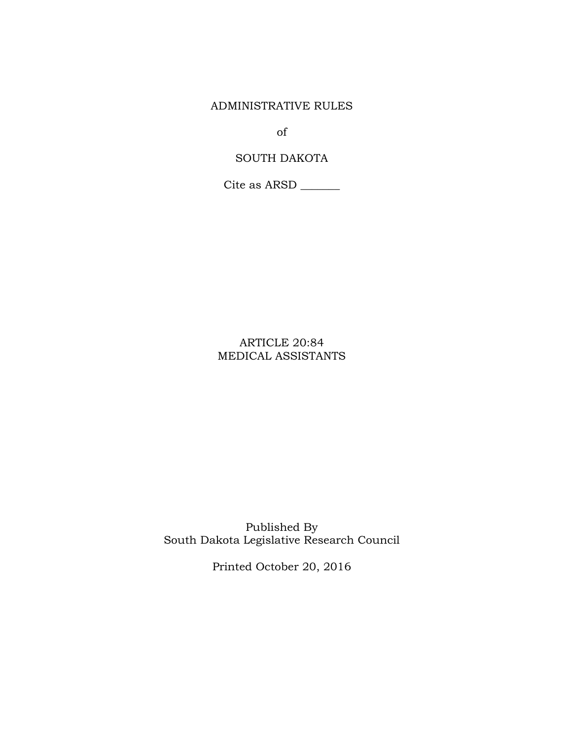# ADMINISTRATIVE RULES

of

SOUTH DAKOTA

Cite as ARSD _______

## ARTICLE 20:84
## MEDICAL ASSISTANTS

Published By
South Dakota Legislative Research Council

Printed October 20, 2016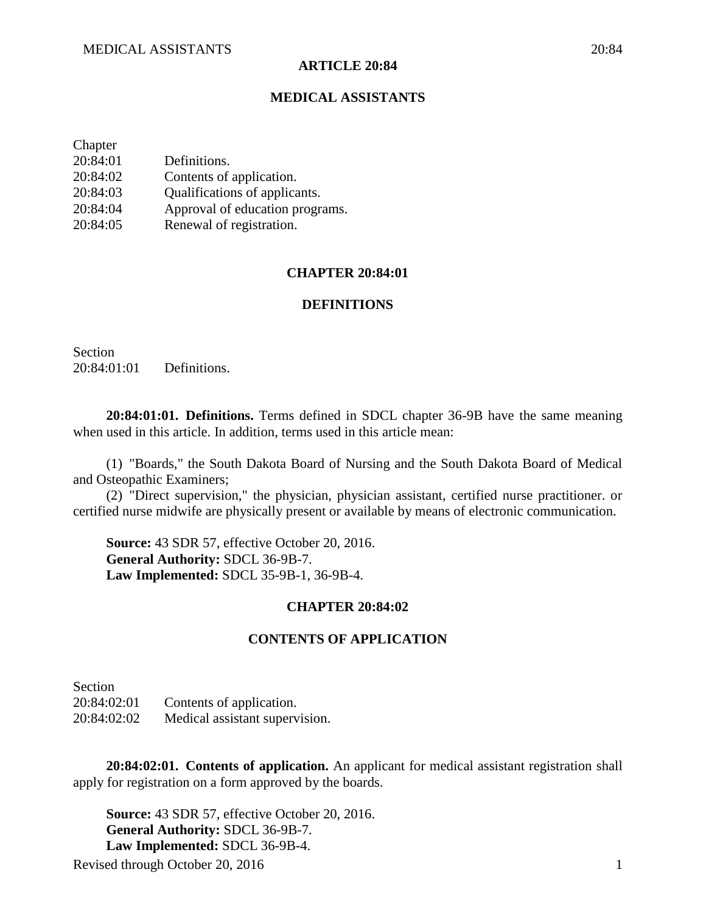# ARTICLE 20:84

# MEDICAL ASSISTANTS

Chapter
20:84:01 Definitions.
20:84:02 Contents of application.
20:84:03 Qualifications of applicants.
20:84:04 Approval of education programs.
20:84:05 Renewal of registration.

## CHAPTER 20:84:01

## DEFINITIONS

Section
20:84:01:01 Definitions.

**20:84:01:01. Definitions.** Terms defined in SDCL chapter 36-9B have the same meaning when used in this article. In addition, terms used in this article mean:

(1) "Boards," the South Dakota Board of Nursing and the South Dakota Board of Medical and Osteopathic Examiners;

(2) "Direct supervision," the physician, physician assistant, certified nurse practitioner. or certified nurse midwife are physically present or available by means of electronic communication.

**Source:** 43 SDR 57, effective October 20, 2016.
**General Authority:** SDCL 36-9B-7.
**Law Implemented:** SDCL 35-9B-1, 36-9B-4.

## CHAPTER 20:84:02

## CONTENTS OF APPLICATION

Section
20:84:02:01 Contents of application.
20:84:02:02 Medical assistant supervision.

**20:84:02:01. Contents of application.** An applicant for medical assistant registration shall apply for registration on a form approved by the boards.

**Source:** 43 SDR 57, effective October 20, 2016.
**General Authority:** SDCL 36-9B-7.
**Law Implemented:** SDCL 36-9B-4.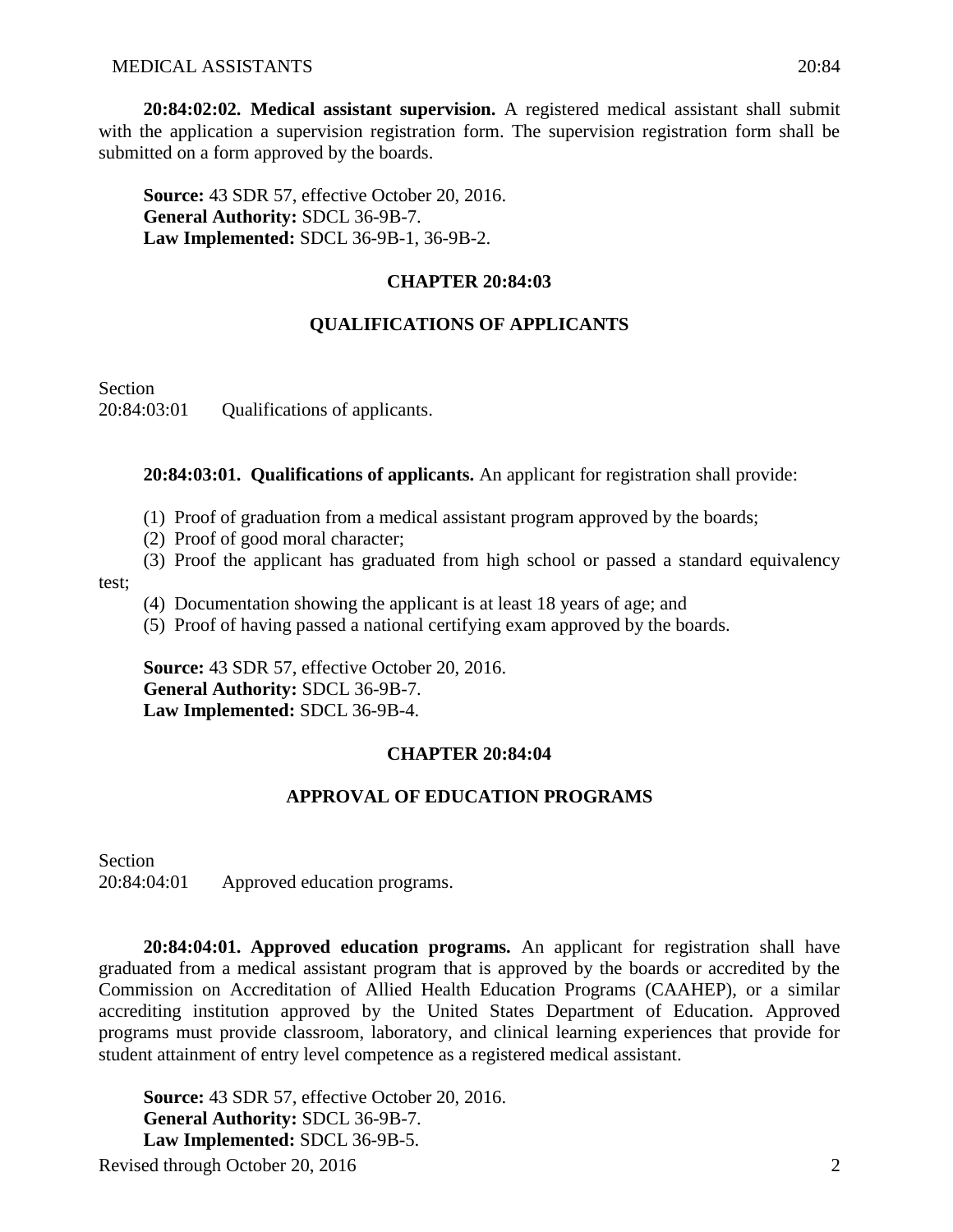**20:84:02:02. Medical assistant supervision.** A registered medical assistant shall submit with the application a supervision registration form. The supervision registration form shall be submitted on a form approved by the boards.

**Source:** 43 SDR 57, effective October 20, 2016.
**General Authority:** SDCL 36-9B-7.
**Law Implemented:** SDCL 36-9B-1, 36-9B-2.

## CHAPTER 20:84:03

## QUALIFICATIONS OF APPLICANTS

Section
20:84:03:01 Qualifications of applicants.

**20:84:03:01. Qualifications of applicants.** An applicant for registration shall provide:

(1) Proof of graduation from a medical assistant program approved by the boards;
(2) Proof of good moral character;
(3) Proof the applicant has graduated from high school or passed a standard equivalency test;
(4) Documentation showing the applicant is at least 18 years of age; and
(5) Proof of having passed a national certifying exam approved by the boards.

**Source:** 43 SDR 57, effective October 20, 2016.
**General Authority:** SDCL 36-9B-7.
**Law Implemented:** SDCL 36-9B-4.

## CHAPTER 20:84:04

## APPROVAL OF EDUCATION PROGRAMS

Section
20:84:04:01 Approved education programs.

**20:84:04:01. Approved education programs.** An applicant for registration shall have graduated from a medical assistant program that is approved by the boards or accredited by the Commission on Accreditation of Allied Health Education Programs (CAAHEP), or a similar accrediting institution approved by the United States Department of Education. Approved programs must provide classroom, laboratory, and clinical learning experiences that provide for student attainment of entry level competence as a registered medical assistant.

**Source:** 43 SDR 57, effective October 20, 2016.
**General Authority:** SDCL 36-9B-7.
**Law Implemented:** SDCL 36-9B-5.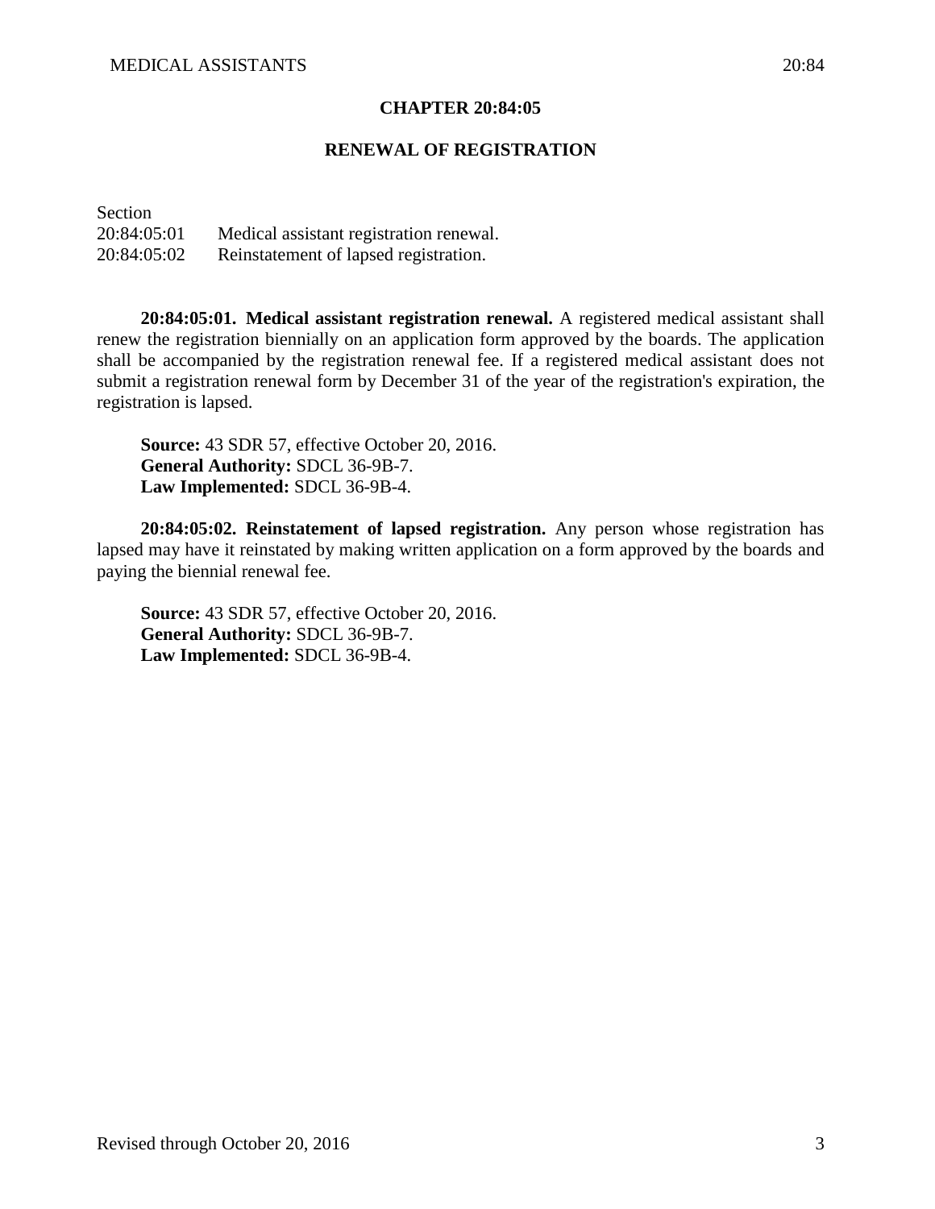## CHAPTER 20:84:05

## RENEWAL OF REGISTRATION

| Section | |
|---|---|
| 20:84:05:01 | Medical assistant registration renewal. |
| 20:84:05:02 | Reinstatement of lapsed registration. |

**20:84:05:01. Medical assistant registration renewal.** A registered medical assistant shall renew the registration biennially on an application form approved by the boards. The application shall be accompanied by the registration renewal fee. If a registered medical assistant does not submit a registration renewal form by December 31 of the year of the registration's expiration, the registration is lapsed.

**Source:** 43 SDR 57, effective October 20, 2016.
**General Authority:** SDCL 36-9B-7.
**Law Implemented:** SDCL 36-9B-4.

**20:84:05:02. Reinstatement of lapsed registration.** Any person whose registration has lapsed may have it reinstated by making written application on a form approved by the boards and paying the biennial renewal fee.

**Source:** 43 SDR 57, effective October 20, 2016.
**General Authority:** SDCL 36-9B-7.
**Law Implemented:** SDCL 36-9B-4.